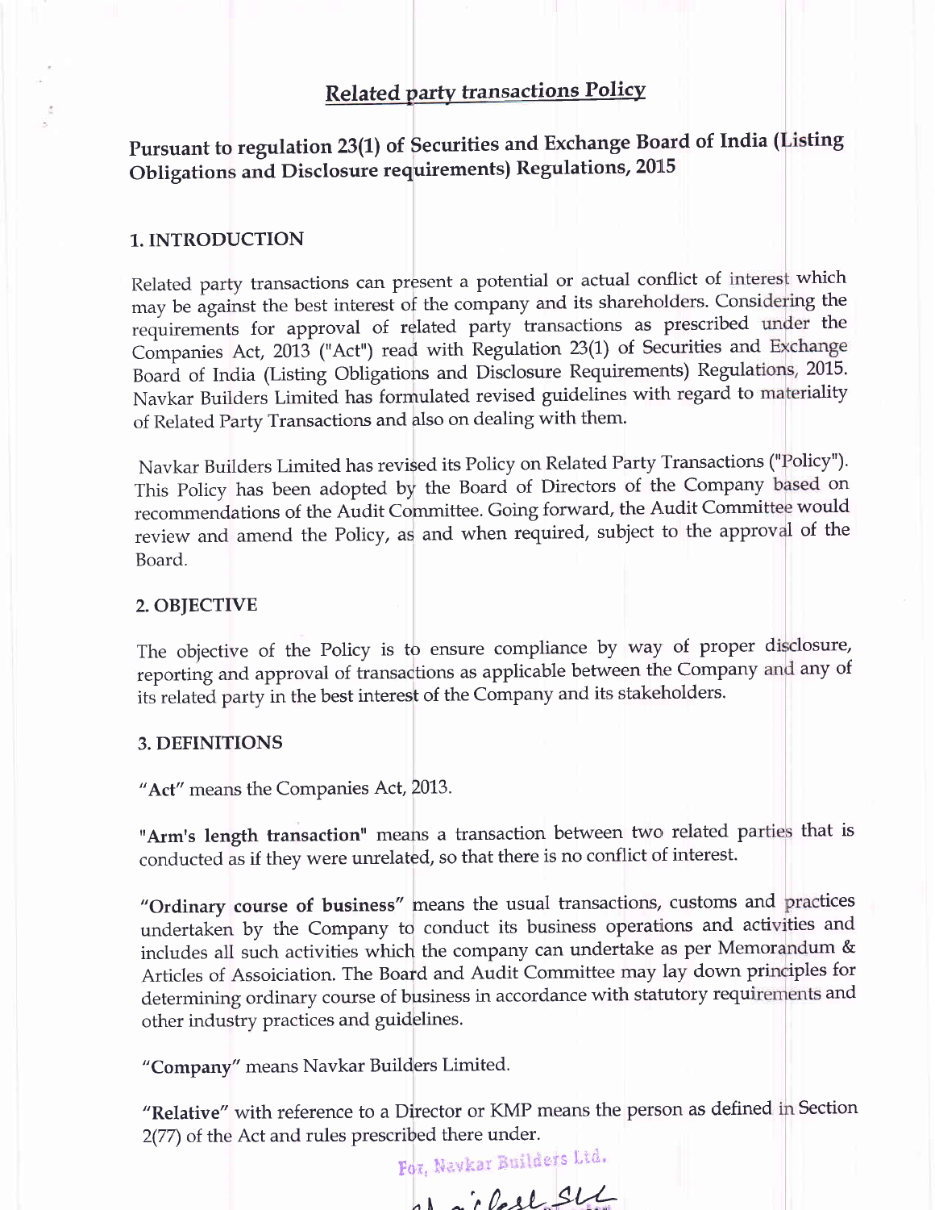# Related party transactions Policy

## Pursuant to regulation 23(1) of Securities and Exchange Board of India (Listing Obligations and Disclosure requirements) Regulations, 2015

### 1. INTRODUCTION

Related party transactions can present a potential or actual conflict of interest which may be against the best interest of the company and its shareholders. Considering the requirements for approval of related party transactions as prescribed under the Companies Act, 2013 ("Act") read with Regulation 23(1) of Securities and Exchange Board of India (Listing Obligations and Disclosure Requirements) Regulations, 2015. Navkar Builders Limited has formulated revised guidelines with regard to materiality of Related Party Transactions and also on dealing with them.

Navkar Builders Limited has revised its Policy on Related Party Transactions ("Policy"). This Policy has been adopted by the Board of Directors of the Company based on recommendations of the Audit Committee. Going forward, the Audit Committee would review and amend the Policy, as and when required, subject to the approval of the Board.

### 2. OBJECTIVE

The objective of the Policy is to ensure compliance by way of proper disclosure, reporting and approval of transactions as applicable between the Company and any of its related party in the best interest of the Company and its stakeholders.

### 3. DEFINITIONS

"**Act**" means the Companies Act, 2013.

"**Arm's length transaction**" means a transaction between two related parties that is conducted as if they were unrelated, so that there is no conflict of interest.

"**Ordinary course of business**" means the usual transactions, customs and practices undertaken by the Company to conduct its business operations and activities and includes all such activities which the company can undertake as per Memorandum & Articles of Assoiciation. The Board and Audit Committee may lay down principles for determining ordinary course of business in accordance with statutory requirements and other industry practices and guidelines.

"**Company**" means Navkar Builders Limited.

"**Relative**" with reference to a Director or KMP means the person as defined in Section 2(77) of the Act and rules prescribed there under.

For, Navkar Builders Ltd.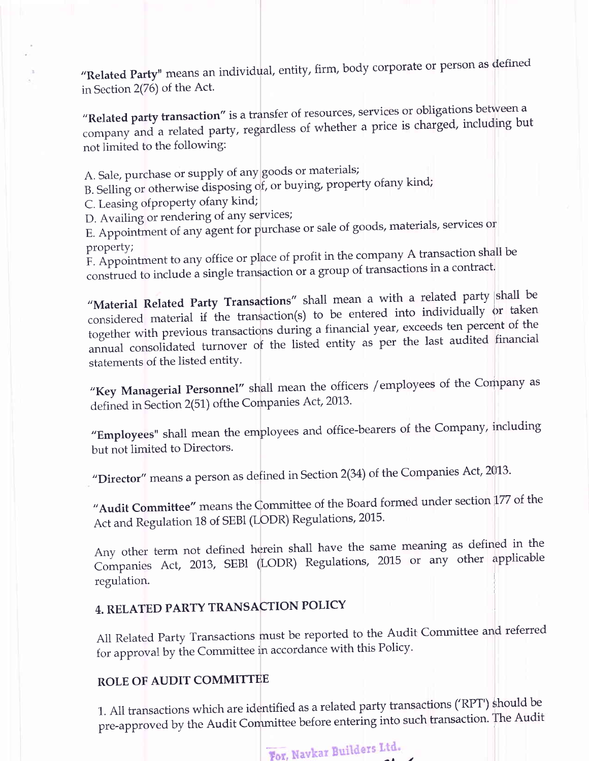**"Related Party"** means an individual, entity, firm, body corporate or person as defined in Section 2(76) of the Act.

**"Related party transaction"** is a transfer of resources, services or obligations between a company and a related party, regardless of whether a price is charged, including but not limited to the following:

A. Sale, purchase or supply of any goods or materials;
B. Selling or otherwise disposing of, or buying, property ofany kind;
C. Leasing ofproperty ofany kind;
D. Availing or rendering of any services;
E. Appointment of any agent for purchase or sale of goods, materials, services or property;
F. Appointment to any office or place of profit in the company A transaction shall be construed to include a single transaction or a group of transactions in a contract.

**"Material Related Party Transactions"** shall mean a with a related party shall be considered material if the transaction(s) to be entered into individually or taken together with previous transactions during a financial year, exceeds ten percent of the annual consolidated turnover of the listed entity as per the last audited financial statements of the listed entity.

**"Key Managerial Personnel"** shall mean the officers /employees of the Company as defined in Section 2(51) ofthe Companies Act, 2013.

**"Employees"** shall mean the employees and office-bearers of the Company, including but not limited to Directors.

**"Director"** means a person as defined in Section 2(34) of the Companies Act, 2013.

**"Audit Committee"** means the Committee of the Board formed under section 177 of the Act and Regulation 18 of SEBI (LODR) Regulations, 2015.

Any other term not defined herein shall have the same meaning as defined in the Companies Act, 2013, SEBI (LODR) Regulations, 2015 or any other applicable regulation.

## 4. RELATED PARTY TRANSACTION POLICY

All Related Party Transactions must be reported to the Audit Committee and referred for approval by the Committee in accordance with this Policy.

## ROLE OF AUDIT COMMITTEE

1. All transactions which are identified as a related party transactions ('RPT') should be pre-approved by the Audit Committee before entering into such transaction. The Audit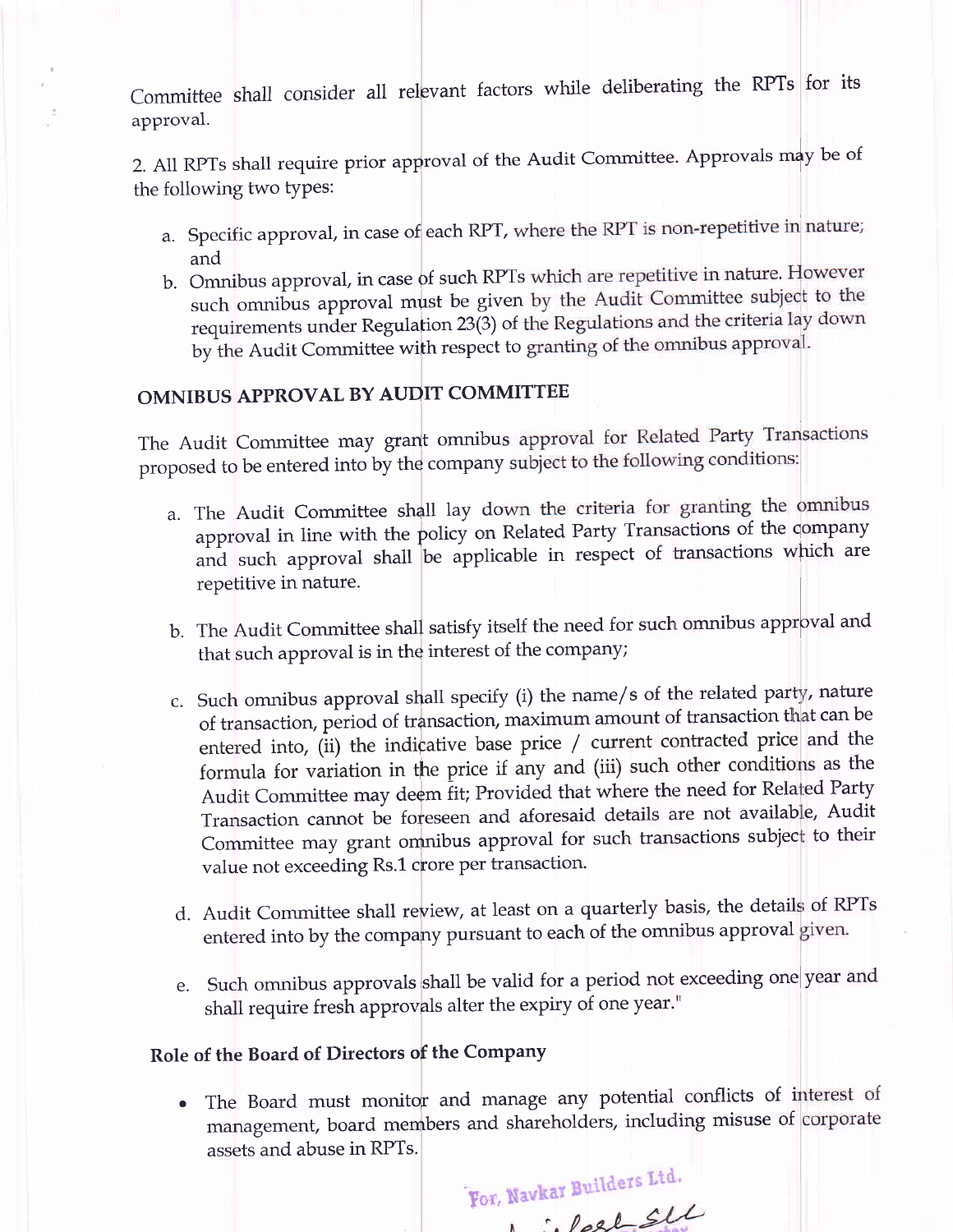Committee shall consider all relevant factors while deliberating the RPTs for its approval.

2. All RPTs shall require prior approval of the Audit Committee. Approvals may be of the following two types:

   a. Specific approval, in case of each RPT, where the RPT is non-repetitive in nature; and
   b. Omnibus approval, in case of such RPTs which are repetitive in nature. However such omnibus approval must be given by the Audit Committee subject to the requirements under Regulation 23(3) of the Regulations and the criteria lay down by the Audit Committee with respect to granting of the omnibus approval.

## OMNIBUS APPROVAL BY AUDIT COMMITTEE

The Audit Committee may grant omnibus approval for Related Party Transactions proposed to be entered into by the company subject to the following conditions:

a. The Audit Committee shall lay down the criteria for granting the omnibus approval in line with the policy on Related Party Transactions of the company and such approval shall be applicable in respect of transactions which are repetitive in nature.

b. The Audit Committee shall satisfy itself the need for such omnibus approval and that such approval is in the interest of the company;

c. Such omnibus approval shall specify (i) the name/s of the related party, nature of transaction, period of transaction, maximum amount of transaction that can be entered into, (ii) the indicative base price / current contracted price and the formula for variation in the price if any and (iii) such other conditions as the Audit Committee may deem fit; Provided that where the need for Related Party Transaction cannot be foreseen and aforesaid details are not available, Audit Committee may grant omnibus approval for such transactions subject to their value not exceeding Rs.1 crore per transaction.

d. Audit Committee shall review, at least on a quarterly basis, the details of RPTs entered into by the company pursuant to each of the omnibus approval given.

e. Such omnibus approvals shall be valid for a period not exceeding one year and shall require fresh approvals alter the expiry of one year."

## Role of the Board of Directors of the Company

- The Board must monitor and manage any potential conflicts of interest of management, board members and shareholders, including misuse of corporate assets and abuse in RPTs.

For, Navkar Builders Ltd.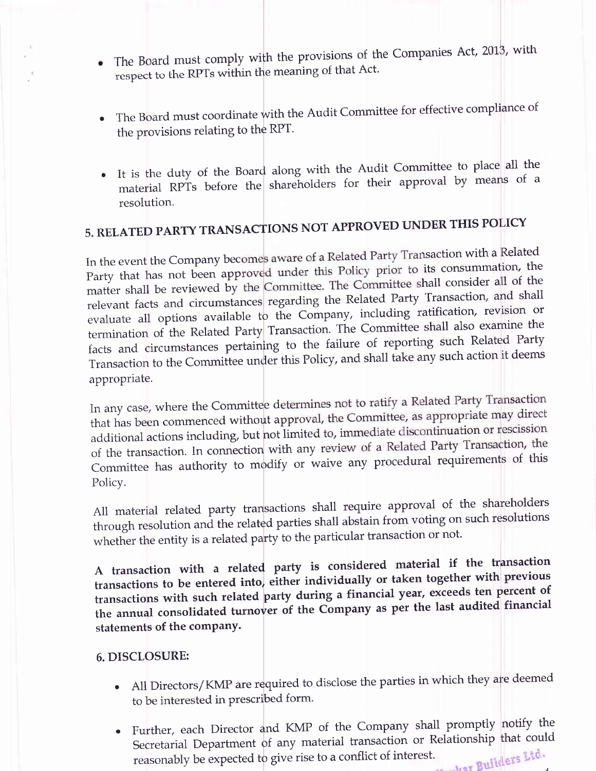- The Board must comply with the provisions of the Companies Act, 2013, with respect to the RPTs within the meaning of that Act.

- The Board must coordinate with the Audit Committee for effective compliance of the provisions relating to the RPT.

- It is the duty of the Board along with the Audit Committee to place all the material RPTs before the shareholders for their approval by means of a resolution.

## 5. RELATED PARTY TRANSACTIONS NOT APPROVED UNDER THIS POLICY

In the event the Company becomes aware of a Related Party Transaction with a Related Party that has not been approved under this Policy prior to its consummation, the matter shall be reviewed by the Committee. The Committee shall consider all of the relevant facts and circumstances regarding the Related Party Transaction, and shall evaluate all options available to the Company, including ratification, revision or termination of the Related Party Transaction. The Committee shall also examine the facts and circumstances pertaining to the failure of reporting such Related Party Transaction to the Committee under this Policy, and shall take any such action it deems appropriate.

In any case, where the Committee determines not to ratify a Related Party Transaction that has been commenced without approval, the Committee, as appropriate may direct additional actions including, but not limited to, immediate discontinuation or rescission of the transaction. In connection with any review of a Related Party Transaction, the Committee has authority to modify or waive any procedural requirements of this Policy.

All material related party transactions shall require approval of the shareholders through resolution and the related parties shall abstain from voting on such resolutions whether the entity is a related party to the particular transaction or not.

**A transaction with a related party is considered material if the transaction transactions to be entered into, either individually or taken together with previous transactions with such related party during a financial year, exceeds ten percent of the annual consolidated turnover of the Company as per the last audited financial statements of the company.**

## 6. DISCLOSURE:

- All Directors/KMP are required to disclose the parties in which they are deemed to be interested in prescribed form.

- Further, each Director and KMP of the Company shall promptly notify the Secretarial Department of any material transaction or Relationship that could reasonably be expected to give rise to a conflict of interest.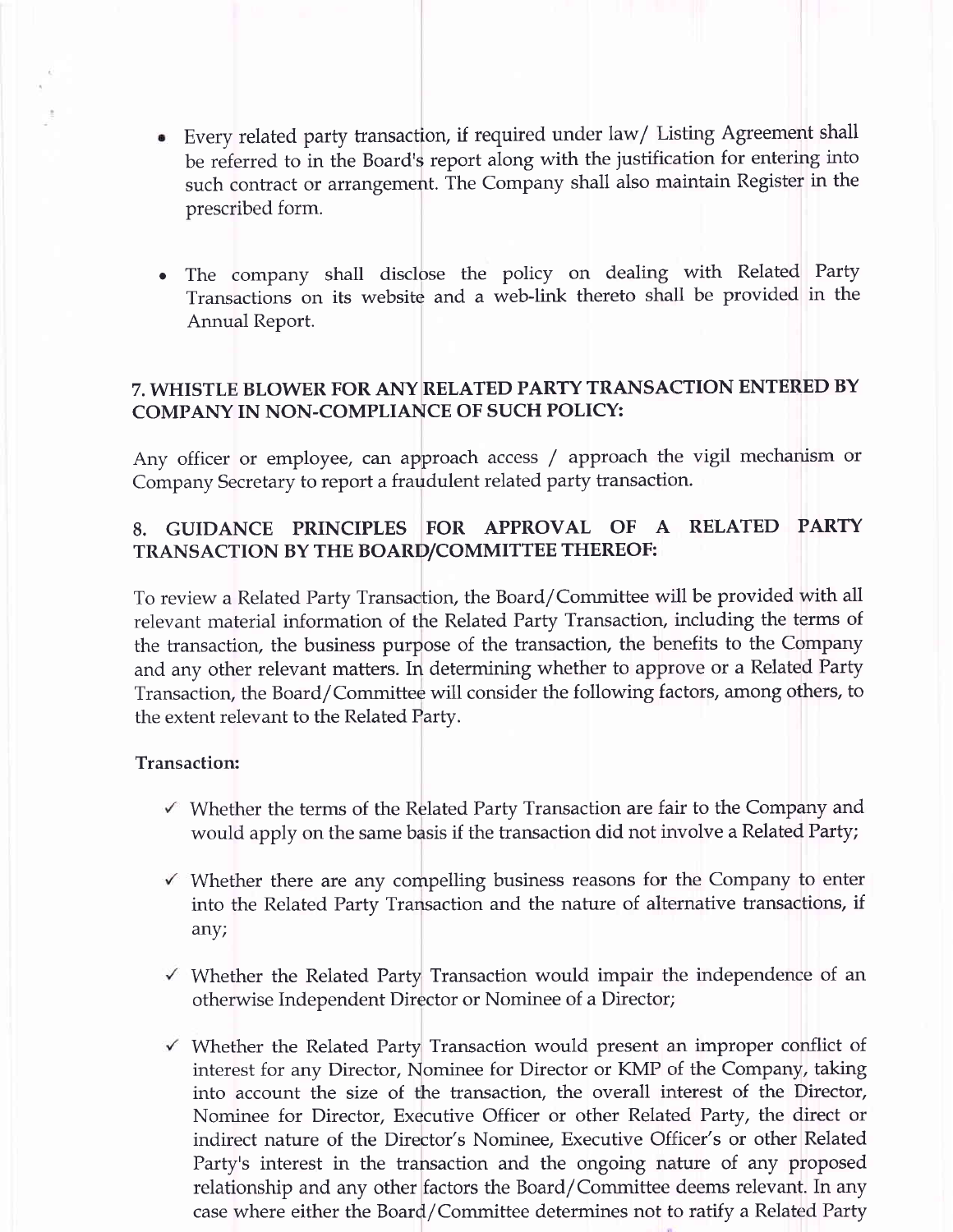- Every related party transaction, if required under law/ Listing Agreement shall be referred to in the Board's report along with the justification for entering into such contract or arrangement. The Company shall also maintain Register in the prescribed form.

- The company shall disclose the policy on dealing with Related Party Transactions on its website and a web-link thereto shall be provided in the Annual Report.

## 7. WHISTLE BLOWER FOR ANY RELATED PARTY TRANSACTION ENTERED BY COMPANY IN NON-COMPLIANCE OF SUCH POLICY:

Any officer or employee, can approach access / approach the vigil mechanism or Company Secretary to report a fraudulent related party transaction.

## 8. GUIDANCE PRINCIPLES FOR APPROVAL OF A RELATED PARTY TRANSACTION BY THE BOARD/COMMITTEE THEREOF:

To review a Related Party Transaction, the Board/Committee will be provided with all relevant material information of the Related Party Transaction, including the terms of the transaction, the business purpose of the transaction, the benefits to the Company and any other relevant matters. In determining whether to approve or a Related Party Transaction, the Board/Committee will consider the following factors, among others, to the extent relevant to the Related Party.

**Transaction:**

- ✓ Whether the terms of the Related Party Transaction are fair to the Company and would apply on the same basis if the transaction did not involve a Related Party;

- ✓ Whether there are any compelling business reasons for the Company to enter into the Related Party Transaction and the nature of alternative transactions, if any;

- ✓ Whether the Related Party Transaction would impair the independence of an otherwise Independent Director or Nominee of a Director;

- ✓ Whether the Related Party Transaction would present an improper conflict of interest for any Director, Nominee for Director or KMP of the Company, taking into account the size of the transaction, the overall interest of the Director, Nominee for Director, Executive Officer or other Related Party, the direct or indirect nature of the Director's Nominee, Executive Officer's or other Related Party's interest in the transaction and the ongoing nature of any proposed relationship and any other factors the Board/Committee deems relevant. In any case where either the Board/Committee determines not to ratify a Related Party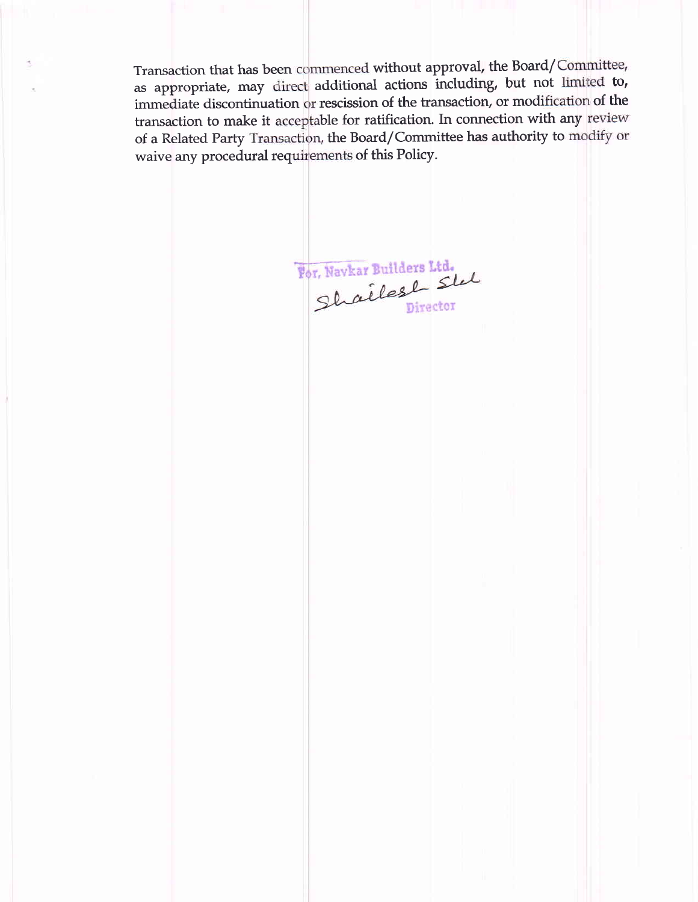Transaction that has been commenced without approval, the Board/Committee, as appropriate, may direct additional actions including, but not limited to, immediate discontinuation or rescission of the transaction, or modification of the transaction to make it acceptable for ratification. In connection with any review of a Related Party Transaction, the Board/Committee has authority to modify or waive any procedural requirements of this Policy.

For, Navkar Builders Ltd.

Shailesh Shah

Director